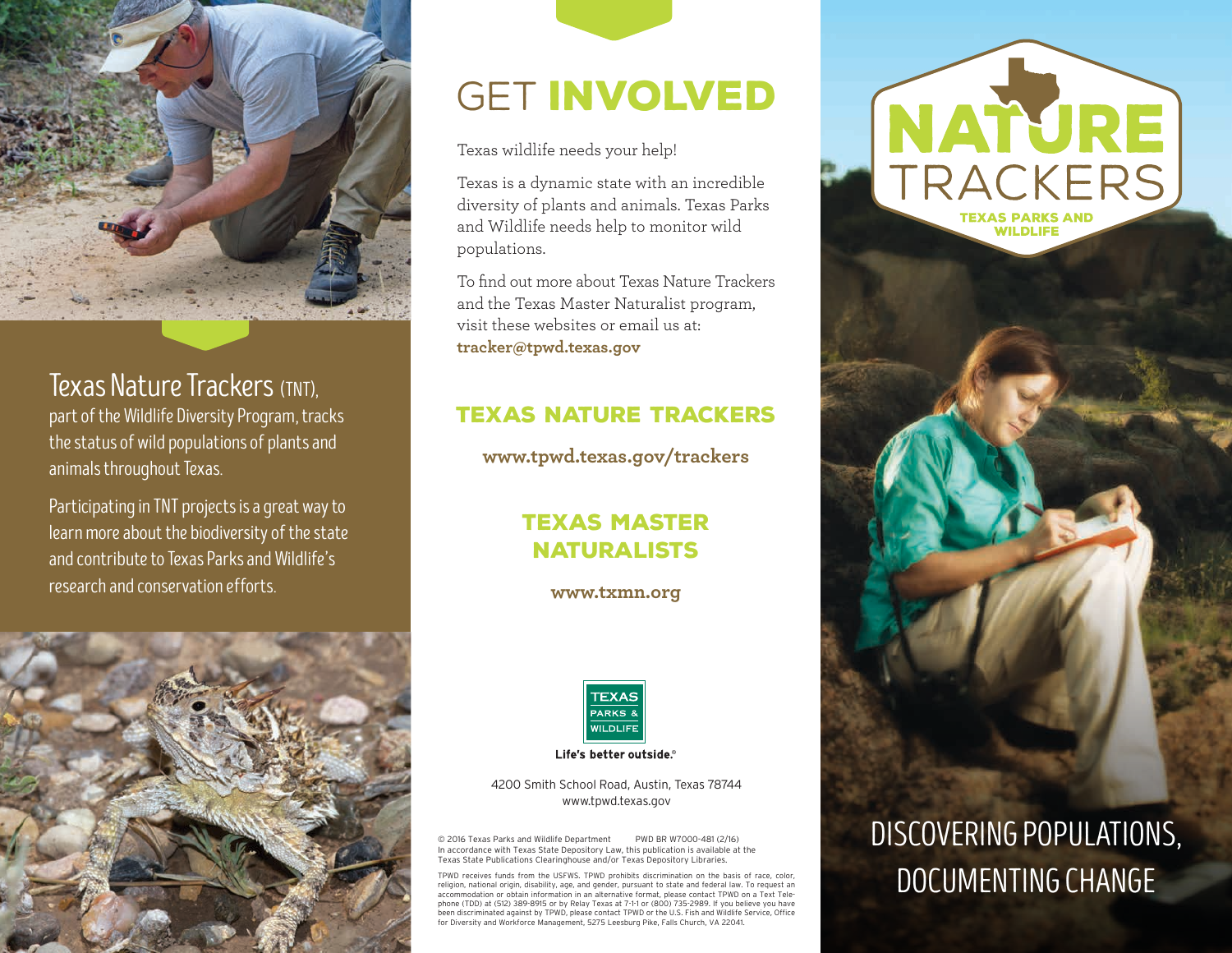## Texas Nature Trackers (TNT),

part of the Wildlife Diversity Program, tracks the status of wild populations of plants and animals throughout Texas.

Participating in TNT projects is a great way to learn more about the biodiversity of the state and contribute to Texas Parks and Wildlife's research and conservation efforts.

# GET INVOLVED

Texas wildlife needs your help!

Texas is a dynamic state with an incredible diversity of plants and animals. Texas Parks and Wildlife needs help to monitor wild populations.

To find out more about Texas Nature Trackers and the Texas Master Naturalist program, visit these websites or email us at: **tracker@tpwd.texas.gov**

## TEXAS NATURE TRACKERS

**www.tpwd.texas.gov/trackers**

## TEXAS MASTER NATURALISTS

**www.txmn.org**

TEXAS PARKS & WILDLIFE

**Life's better outside.®**

4200 Smith School Road, Austin, Texas 78744
www.tpwd.texas.gov

© 2016 Texas Parks and Wildlife Department PWD BR W7000-481 (2/16)
In accordance with Texas State Depository Law, this publication is available at the Texas State Publications Clearinghouse and/or Texas Depository Libraries.

TPWD receives funds from the USFWS. TPWD prohibits discrimination on the basis of race, color, religion, national origin, disability, age, and gender, pursuant to state and federal law. To request an accommodation or obtain information in an alternative format, please contact TPWD on a Text Telephone (TDD) at (512) 389-8915 or by Relay Texas at 7-1-1 or (800) 735-2989. If you believe you have been discriminated against by TPWD, please contact TPWD or the U.S. Fish and Wildlife Service, Office for Diversity and Workforce Management, 5275 Leesburg Pike, Falls Church, VA 22041.

# NATURE TRACKERS

TEXAS PARKS AND WILDLIFE

## DISCOVERING POPULATIONS, DOCUMENTING CHANGE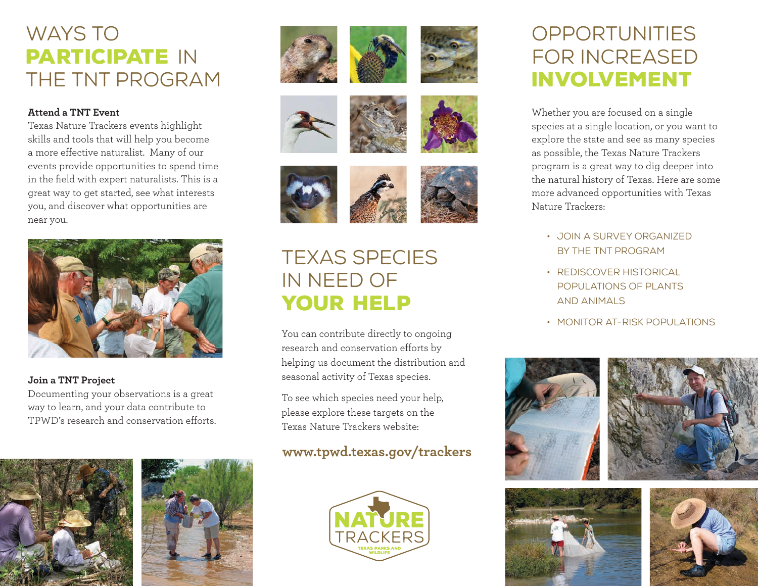# WAYS TO **PARTICIPATE** IN THE TNT PROGRAM

**Attend a TNT Event**

Texas Nature Trackers events highlight skills and tools that will help you become a more effective naturalist. Many of our events provide opportunities to spend time in the field with expert naturalists. This is a great way to get started, see what interests you, and discover what opportunities are near you.

**Join a TNT Project**

Documenting your observations is a great way to learn, and your data contribute to TPWD's research and conservation efforts.

# TEXAS SPECIES IN NEED OF **YOUR HELP**

You can contribute directly to ongoing research and conservation efforts by helping us document the distribution and seasonal activity of Texas species.

To see which species need your help, please explore these targets on the Texas Nature Trackers website:

**www.tpwd.texas.gov/trackers**

NATURE TRACKERS
TEXAS PARKS AND WILDLIFE

# OPPORTUNITIES FOR INCREASED **INVOLVEMENT**

Whether you are focused on a single species at a single location, or you want to explore the state and see as many species as possible, the Texas Nature Trackers program is a great way to dig deeper into the natural history of Texas. Here are some more advanced opportunities with Texas Nature Trackers:

- JOIN A SURVEY ORGANIZED BY THE TNT PROGRAM
- REDISCOVER HISTORICAL POPULATIONS OF PLANTS AND ANIMALS
- MONITOR AT-RISK POPULATIONS